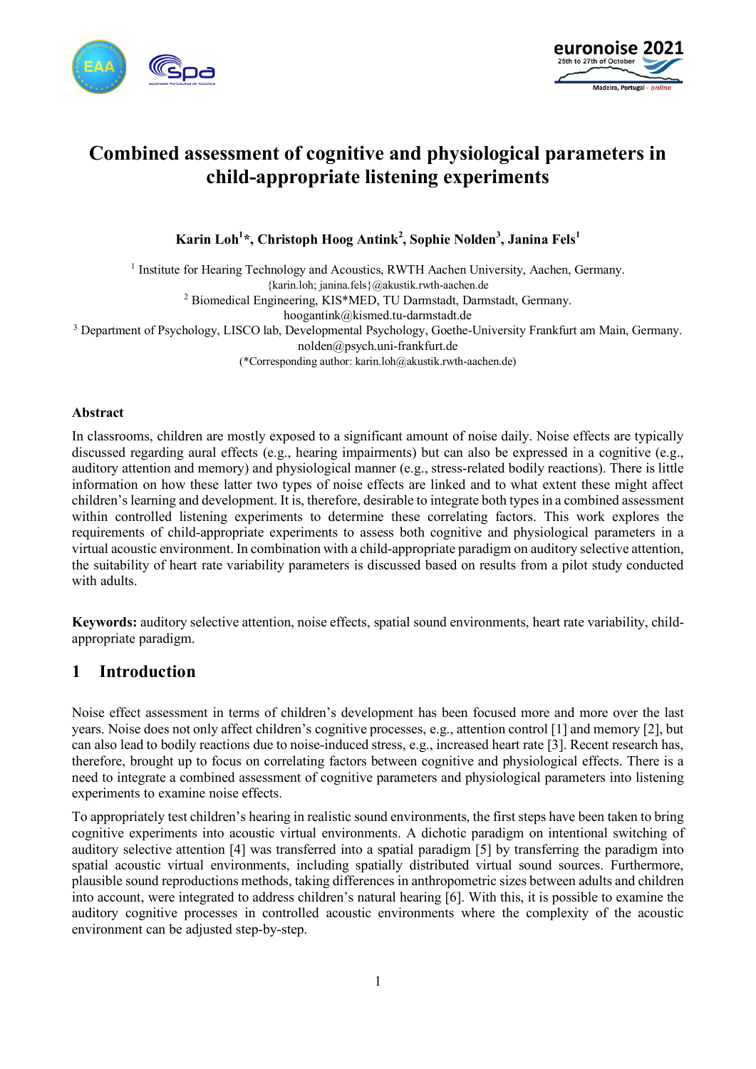# Combined assessment of cognitive and physiological parameters in child-appropriate listening experiments

**Karin Loh[1]*, Christoph Hoog Antink[2], Sophie Nolden[3], Janina Fels[1]**

[1] Institute for Hearing Technology and Acoustics, RWTH Aachen University, Aachen, Germany.
{karin.loh; janina.fels}@akustik.rwth-aachen.de

[2] Biomedical Engineering, KIS*MED, TU Darmstadt, Darmstadt, Germany.
hoogantink@kismed.tu-darmstadt.de

[3] Department of Psychology, LISCO lab, Developmental Psychology, Goethe-University Frankfurt am Main, Germany.
nolden@psych.uni-frankfurt.de

(*Corresponding author: karin.loh@akustik.rwth-aachen.de)

## Abstract

In classrooms, children are mostly exposed to a significant amount of noise daily. Noise effects are typically discussed regarding aural effects (e.g., hearing impairments) but can also be expressed in a cognitive (e.g., auditory attention and memory) and physiological manner (e.g., stress-related bodily reactions). There is little information on how these latter two types of noise effects are linked and to what extent these might affect children's learning and development. It is, therefore, desirable to integrate both types in a combined assessment within controlled listening experiments to determine these correlating factors. This work explores the requirements of child-appropriate experiments to assess both cognitive and physiological parameters in a virtual acoustic environment. In combination with a child-appropriate paradigm on auditory selective attention, the suitability of heart rate variability parameters is discussed based on results from a pilot study conducted with adults.

**Keywords:** auditory selective attention, noise effects, spatial sound environments, heart rate variability, child-appropriate paradigm.

## 1 Introduction

Noise effect assessment in terms of children's development has been focused more and more over the last years. Noise does not only affect children's cognitive processes, e.g., attention control [1] and memory [2], but can also lead to bodily reactions due to noise-induced stress, e.g., increased heart rate [3]. Recent research has, therefore, brought up to focus on correlating factors between cognitive and physiological effects. There is a need to integrate a combined assessment of cognitive parameters and physiological parameters into listening experiments to examine noise effects.

To appropriately test children's hearing in realistic sound environments, the first steps have been taken to bring cognitive experiments into acoustic virtual environments. A dichotic paradigm on intentional switching of auditory selective attention [4] was transferred into a spatial paradigm [5] by transferring the paradigm into spatial acoustic virtual environments, including spatially distributed virtual sound sources. Furthermore, plausible sound reproductions methods, taking differences in anthropometric sizes between adults and children into account, were integrated to address children's natural hearing [6]. With this, it is possible to examine the auditory cognitive processes in controlled acoustic environments where the complexity of the acoustic environment can be adjusted step-by-step.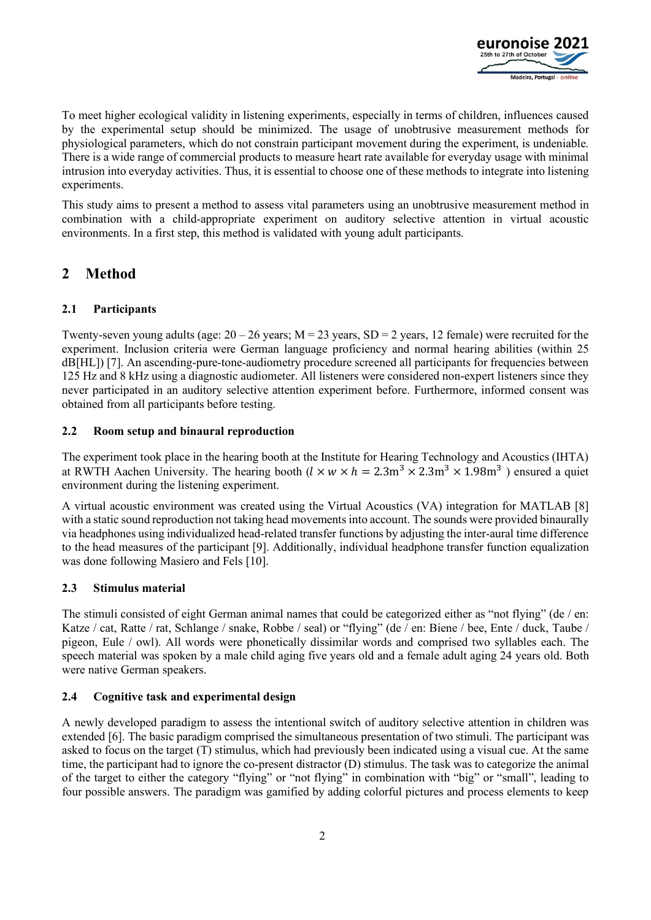To meet higher ecological validity in listening experiments, especially in terms of children, influences caused by the experimental setup should be minimized. The usage of unobtrusive measurement methods for physiological parameters, which do not constrain participant movement during the experiment, is undeniable. There is a wide range of commercial products to measure heart rate available for everyday usage with minimal intrusion into everyday activities. Thus, it is essential to choose one of these methods to integrate into listening experiments.

This study aims to present a method to assess vital parameters using an unobtrusive measurement method in combination with a child-appropriate experiment on auditory selective attention in virtual acoustic environments. In a first step, this method is validated with young adult participants.

## 2 Method

### 2.1 Participants

Twenty-seven young adults (age: 20 – 26 years; M = 23 years, SD = 2 years, 12 female) were recruited for the experiment. Inclusion criteria were German language proficiency and normal hearing abilities (within 25 dB[HL]) [7]. An ascending-pure-tone-audiometry procedure screened all participants for frequencies between 125 Hz and 8 kHz using a diagnostic audiometer. All listeners were considered non-expert listeners since they never participated in an auditory selective attention experiment before. Furthermore, informed consent was obtained from all participants before testing.

### 2.2 Room setup and binaural reproduction

The experiment took place in the hearing booth at the Institute for Hearing Technology and Acoustics (IHTA) at RWTH Aachen University. The hearing booth ($l \times w \times h = 2.3\text{m}^3 \times 2.3\text{m}^3 \times 1.98\text{m}^3$ ) ensured a quiet environment during the listening experiment.

A virtual acoustic environment was created using the Virtual Acoustics (VA) integration for MATLAB [8] with a static sound reproduction not taking head movements into account. The sounds were provided binaurally via headphones using individualized head-related transfer functions by adjusting the inter-aural time difference to the head measures of the participant [9]. Additionally, individual headphone transfer function equalization was done following Masiero and Fels [10].

### 2.3 Stimulus material

The stimuli consisted of eight German animal names that could be categorized either as "not flying" (de / en: Katze / cat, Ratte / rat, Schlange / snake, Robbe / seal) or "flying" (de / en: Biene / bee, Ente / duck, Taube / pigeon, Eule / owl). All words were phonetically dissimilar words and comprised two syllables each. The speech material was spoken by a male child aging five years old and a female adult aging 24 years old. Both were native German speakers.

### 2.4 Cognitive task and experimental design

A newly developed paradigm to assess the intentional switch of auditory selective attention in children was extended [6]. The basic paradigm comprised the simultaneous presentation of two stimuli. The participant was asked to focus on the target (T) stimulus, which had previously been indicated using a visual cue. At the same time, the participant had to ignore the co-present distractor (D) stimulus. The task was to categorize the animal of the target to either the category "flying" or "not flying" in combination with "big" or "small", leading to four possible answers. The paradigm was gamified by adding colorful pictures and process elements to keep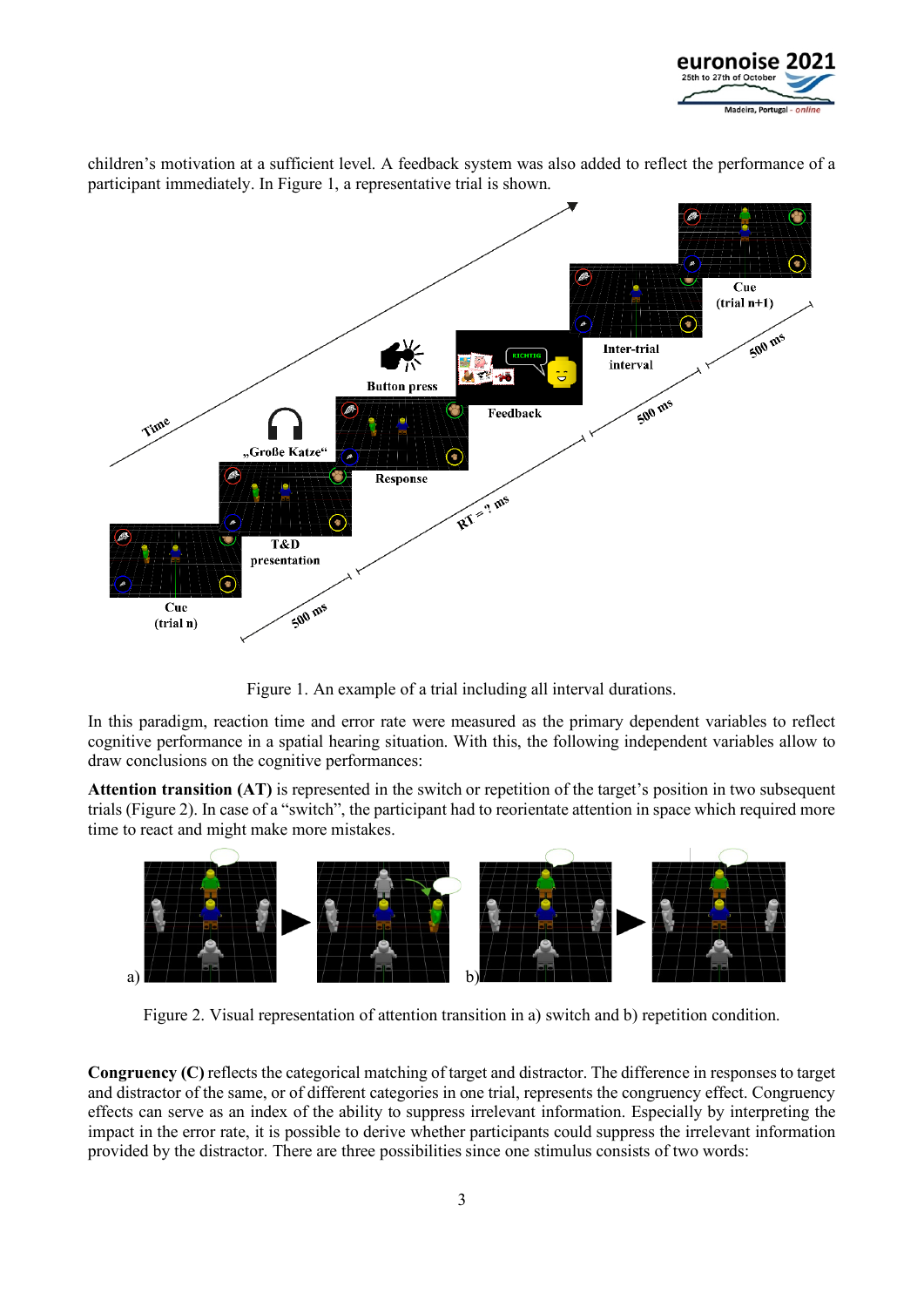children's motivation at a sufficient level. A feedback system was also added to reflect the performance of a participant immediately. In Figure 1, a representative trial is shown.

Time

Cue (trial n)

T&D presentation

„Große Katze"

Response

Button press

Feedback

RICHTIG

Inter-trial interval

Cue (trial n+1)

500 ms

RT = ? ms

500 ms

500 ms

Figure 1. An example of a trial including all interval durations.

In this paradigm, reaction time and error rate were measured as the primary dependent variables to reflect cognitive performance in a spatial hearing situation. With this, the following independent variables allow to draw conclusions on the cognitive performances:

**Attention transition (AT)** is represented in the switch or repetition of the target's position in two subsequent trials (Figure 2). In case of a "switch", the participant had to reorientate attention in space which required more time to react and might make more mistakes.

a)

b)

Figure 2. Visual representation of attention transition in a) switch and b) repetition condition.

**Congruency (C)** reflects the categorical matching of target and distractor. The difference in responses to target and distractor of the same, or of different categories in one trial, represents the congruency effect. Congruency effects can serve as an index of the ability to suppress irrelevant information. Especially by interpreting the impact in the error rate, it is possible to derive whether participants could suppress the irrelevant information provided by the distractor. There are three possibilities since one stimulus consists of two words: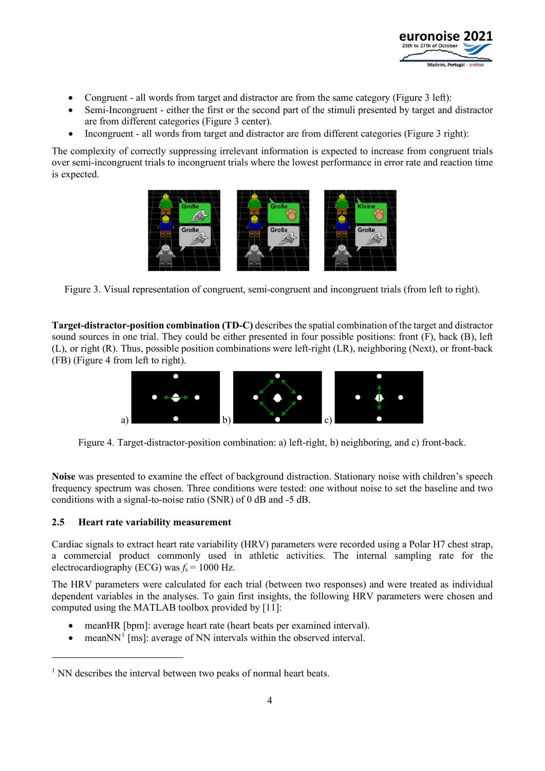- Congruent - all words from target and distractor are from the same category (Figure 3 left):
- Semi-Incongruent - either the first or the second part of the stimuli presented by target and distractor are from different categories (Figure 3 center).
- Incongruent - all words from target and distractor are from different categories (Figure 3 right):

The complexity of correctly suppressing irrelevant information is expected to increase from congruent trials over semi-incongruent trials to incongruent trials where the lowest performance in error rate and reaction time is expected.

Figure 3. Visual representation of congruent, semi-congruent and incongruent trials (from left to right).

**Target-distractor-position combination (TD-C)** describes the spatial combination of the target and distractor sound sources in one trial. They could be either presented in four possible positions: front (F), back (B), left (L), or right (R). Thus, possible position combinations were left-right (LR), neighboring (Next), or front-back (FB) (Figure 4 from left to right).

Figure 4. Target-distractor-position combination: a) left-right, b) neighboring, and c) front-back.

**Noise** was presented to examine the effect of background distraction. Stationary noise with children's speech frequency spectrum was chosen. Three conditions were tested: one without noise to set the baseline and two conditions with a signal-to-noise ratio (SNR) of 0 dB and -5 dB.

### 2.5 Heart rate variability measurement

Cardiac signals to extract heart rate variability (HRV) parameters were recorded using a Polar H7 chest strap, a commercial product commonly used in athletic activities. The internal sampling rate for the electrocardiography (ECG) was $f_s = 1000$ Hz.

The HRV parameters were calculated for each trial (between two responses) and were treated as individual dependent variables in the analyses. To gain first insights, the following HRV parameters were chosen and computed using the MATLAB toolbox provided by [11]:

- meanHR [bpm]: average heart rate (heart beats per examined interval).
- meanNN[1] [ms]: average of NN intervals within the observed interval.

[1] NN describes the interval between two peaks of normal heart beats.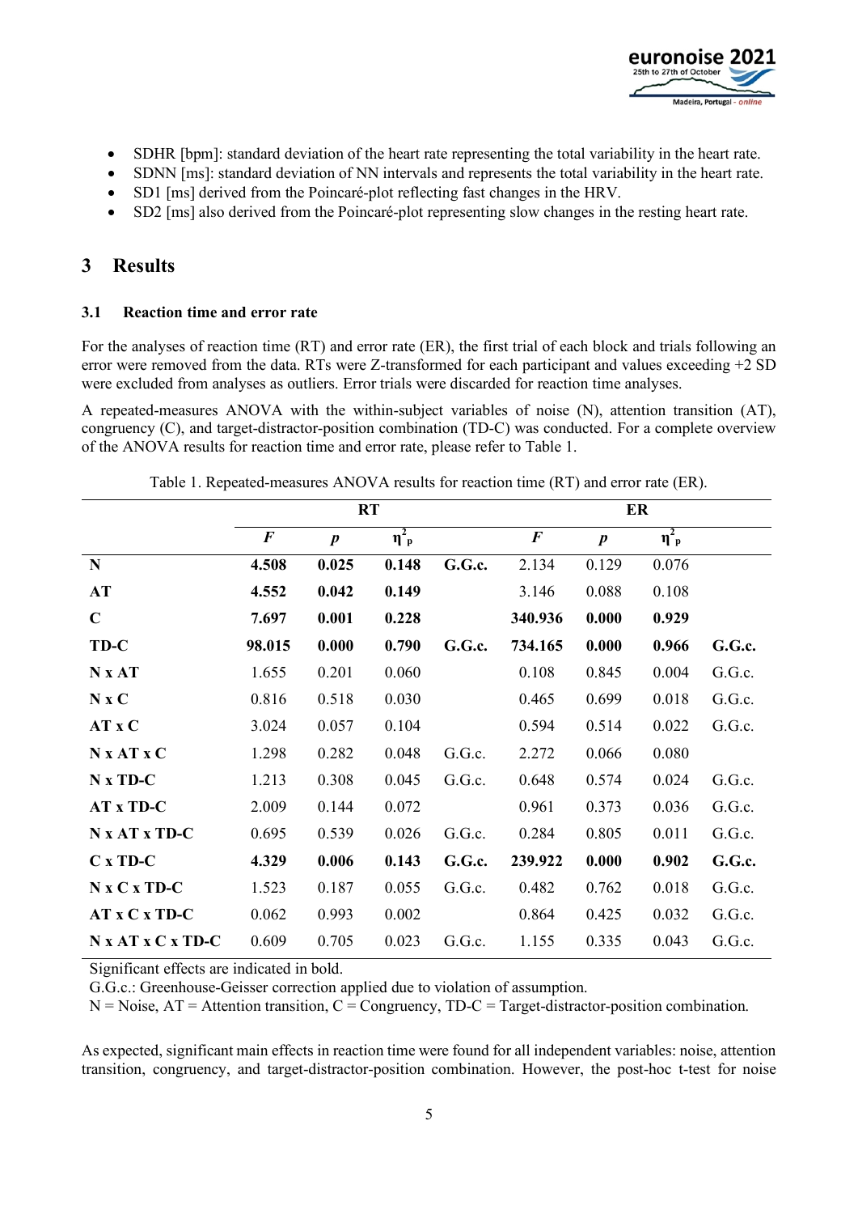- SDHR [bpm]: standard deviation of the heart rate representing the total variability in the heart rate.
- SDNN [ms]: standard deviation of NN intervals and represents the total variability in the heart rate.
- SD1 [ms] derived from the Poincaré-plot reflecting fast changes in the HRV.
- SD2 [ms] also derived from the Poincaré-plot representing slow changes in the resting heart rate.

# 3 Results

## 3.1 Reaction time and error rate

For the analyses of reaction time (RT) and error rate (ER), the first trial of each block and trials following an error were removed from the data. RTs were Z-transformed for each participant and values exceeding +2 SD were excluded from analyses as outliers. Error trials were discarded for reaction time analyses.

A repeated-measures ANOVA with the within-subject variables of noise (N), attention transition (AT), congruency (C), and target-distractor-position combination (TD-C) was conducted. For a complete overview of the ANOVA results for reaction time and error rate, please refer to Table 1.

Table 1. Repeated-measures ANOVA results for reaction time (RT) and error rate (ER).

| | RT | | | | ER | | | |
|---|---|---|---|---|---|---|---|---|
| | $F$ | $p$ | $\eta^2_p$ | | $F$ | $p$ | $\eta^2_p$ | |
| **N** | **4.508** | **0.025** | **0.148** | **G.G.c.** | 2.134 | 0.129 | 0.076 | |
| **AT** | **4.552** | **0.042** | **0.149** | | 3.146 | 0.088 | 0.108 | |
| **C** | **7.697** | **0.001** | **0.228** | | **340.936** | **0.000** | **0.929** | |
| **TD-C** | **98.015** | **0.000** | **0.790** | **G.G.c.** | **734.165** | **0.000** | **0.966** | **G.G.c.** |
| **N x AT** | 1.655 | 0.201 | 0.060 | | 0.108 | 0.845 | 0.004 | G.G.c. |
| **N x C** | 0.816 | 0.518 | 0.030 | | 0.465 | 0.699 | 0.018 | G.G.c. |
| **AT x C** | 3.024 | 0.057 | 0.104 | | 0.594 | 0.514 | 0.022 | G.G.c. |
| **N x AT x C** | 1.298 | 0.282 | 0.048 | G.G.c. | 2.272 | 0.066 | 0.080 | |
| **N x TD-C** | 1.213 | 0.308 | 0.045 | G.G.c. | 0.648 | 0.574 | 0.024 | G.G.c. |
| **AT x TD-C** | 2.009 | 0.144 | 0.072 | | 0.961 | 0.373 | 0.036 | G.G.c. |
| **N x AT x TD-C** | 0.695 | 0.539 | 0.026 | G.G.c. | 0.284 | 0.805 | 0.011 | G.G.c. |
| **C x TD-C** | **4.329** | **0.006** | **0.143** | **G.G.c.** | **239.922** | **0.000** | **0.902** | **G.G.c.** |
| **N x C x TD-C** | 1.523 | 0.187 | 0.055 | G.G.c. | 0.482 | 0.762 | 0.018 | G.G.c. |
| **AT x C x TD-C** | 0.062 | 0.993 | 0.002 | | 0.864 | 0.425 | 0.032 | G.G.c. |
| **N x AT x C x TD-C** | 0.609 | 0.705 | 0.023 | G.G.c. | 1.155 | 0.335 | 0.043 | G.G.c. |

Significant effects are indicated in bold.
G.G.c.: Greenhouse-Geisser correction applied due to violation of assumption.
N = Noise, AT = Attention transition, C = Congruency, TD-C = Target-distractor-position combination.

As expected, significant main effects in reaction time were found for all independent variables: noise, attention transition, congruency, and target-distractor-position combination. However, the post-hoc t-test for noise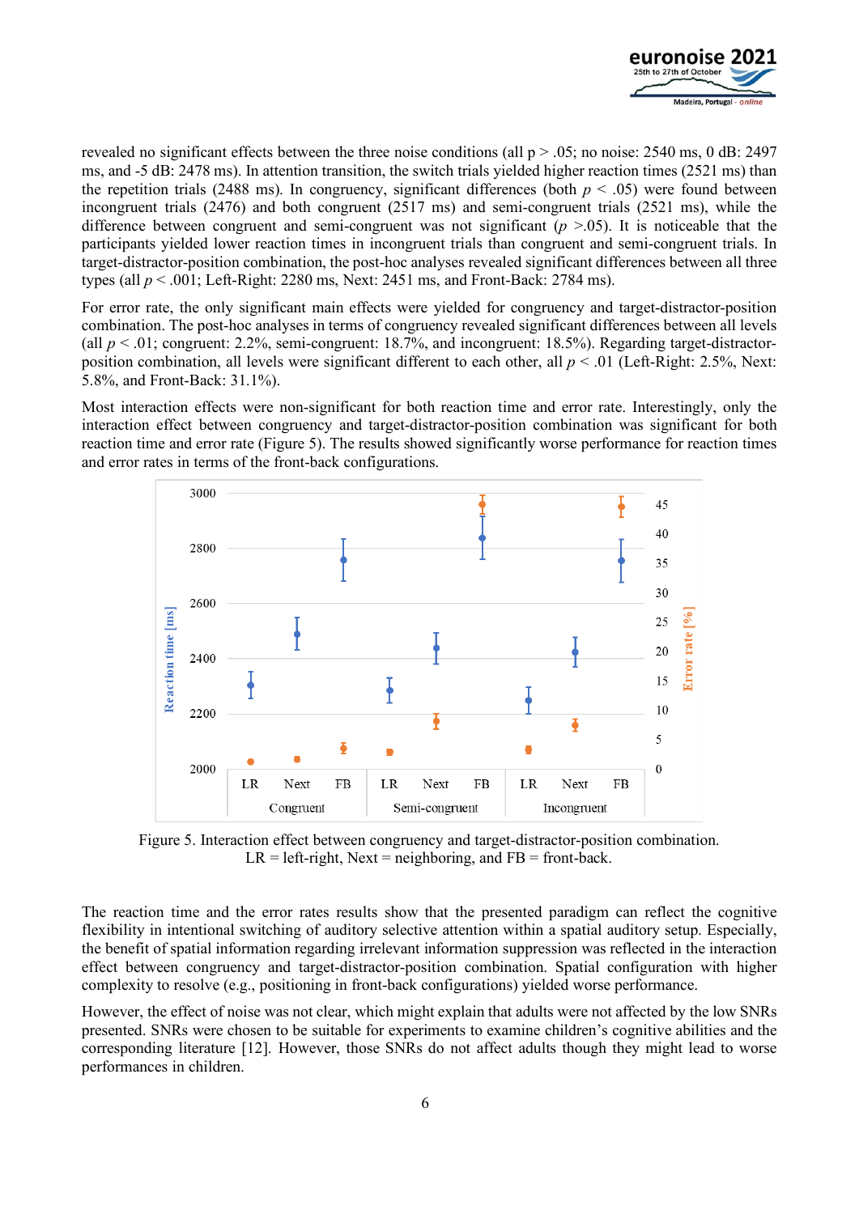revealed no significant effects between the three noise conditions (all p > .05; no noise: 2540 ms, 0 dB: 2497 ms, and -5 dB: 2478 ms). In attention transition, the switch trials yielded higher reaction times (2521 ms) than the repetition trials (2488 ms). In congruency, significant differences (both $p$ < .05) were found between incongruent trials (2476) and both congruent (2517 ms) and semi-congruent trials (2521 ms), while the difference between congruent and semi-congruent was not significant ($p$ >.05). It is noticeable that the participants yielded lower reaction times in incongruent trials than congruent and semi-congruent trials. In target-distractor-position combination, the post-hoc analyses revealed significant differences between all three types (all $p$ < .001; Left-Right: 2280 ms, Next: 2451 ms, and Front-Back: 2784 ms).

For error rate, the only significant main effects were yielded for congruency and target-distractor-position combination. The post-hoc analyses in terms of congruency revealed significant differences between all levels (all $p$ < .01; congruent: 2.2%, semi-congruent: 18.7%, and incongruent: 18.5%). Regarding target-distractor-position combination, all levels were significant different to each other, all $p$ < .01 (Left-Right: 2.5%, Next: 5.8%, and Front-Back: 31.1%).

Most interaction effects were non-significant for both reaction time and error rate. Interestingly, only the interaction effect between congruency and target-distractor-position combination was significant for both reaction time and error rate (Figure 5). The results showed significantly worse performance for reaction times and error rates in terms of the front-back configurations.

Reaction time [ms]
3000
2800
2600
2400
2200
2000

Error rate [%]
45
40
35
30
25
20
15
10
5
0

LR Next FB LR Next FB LR Next FB
Congruent Semi-congruent Incongruent

Figure 5. Interaction effect between congruency and target-distractor-position combination. LR = left-right, Next = neighboring, and FB = front-back.

The reaction time and the error rates results show that the presented paradigm can reflect the cognitive flexibility in intentional switching of auditory selective attention within a spatial auditory setup. Especially, the benefit of spatial information regarding irrelevant information suppression was reflected in the interaction effect between congruency and target-distractor-position combination. Spatial configuration with higher complexity to resolve (e.g., positioning in front-back configurations) yielded worse performance.

However, the effect of noise was not clear, which might explain that adults were not affected by the low SNRs presented. SNRs were chosen to be suitable for experiments to examine children's cognitive abilities and the corresponding literature [12]. However, those SNRs do not affect adults though they might lead to worse performances in children.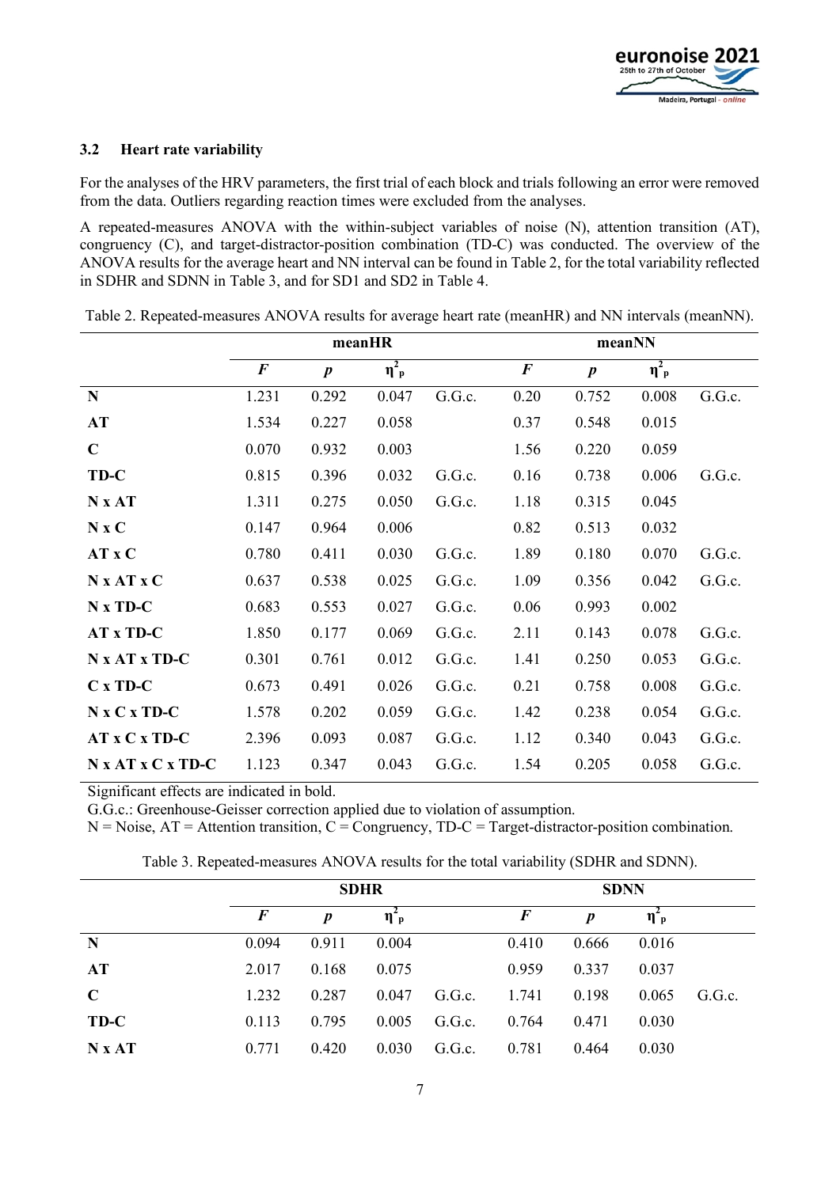### 3.2 Heart rate variability

For the analyses of the HRV parameters, the first trial of each block and trials following an error were removed from the data. Outliers regarding reaction times were excluded from the analyses.

A repeated-measures ANOVA with the within-subject variables of noise (N), attention transition (AT), congruency (C), and target-distractor-position combination (TD-C) was conducted. The overview of the ANOVA results for the average heart and NN interval can be found in Table 2, for the total variability reflected in SDHR and SDNN in Table 3, and for SD1 and SD2 in Table 4.

Table 2. Repeated-measures ANOVA results for average heart rate (meanHR) and NN intervals (meanNN).

| | meanHR | | | | meanNN | | | |
|---|---|---|---|---|---|---|---|---|
| | ***F*** | ***p*** | $\eta^2_p$ | | ***F*** | ***p*** | $\eta^2_p$ | |
| **N** | 1.231 | 0.292 | 0.047 | G.G.c. | 0.20 | 0.752 | 0.008 | G.G.c. |
| **AT** | 1.534 | 0.227 | 0.058 | | 0.37 | 0.548 | 0.015 | |
| **C** | 0.070 | 0.932 | 0.003 | | 1.56 | 0.220 | 0.059 | |
| **TD-C** | 0.815 | 0.396 | 0.032 | G.G.c. | 0.16 | 0.738 | 0.006 | G.G.c. |
| **N x AT** | 1.311 | 0.275 | 0.050 | G.G.c. | 1.18 | 0.315 | 0.045 | |
| **N x C** | 0.147 | 0.964 | 0.006 | | 0.82 | 0.513 | 0.032 | |
| **AT x C** | 0.780 | 0.411 | 0.030 | G.G.c. | 1.89 | 0.180 | 0.070 | G.G.c. |
| **N x AT x C** | 0.637 | 0.538 | 0.025 | G.G.c. | 1.09 | 0.356 | 0.042 | G.G.c. |
| **N x TD-C** | 0.683 | 0.553 | 0.027 | G.G.c. | 0.06 | 0.993 | 0.002 | |
| **AT x TD-C** | 1.850 | 0.177 | 0.069 | G.G.c. | 2.11 | 0.143 | 0.078 | G.G.c. |
| **N x AT x TD-C** | 0.301 | 0.761 | 0.012 | G.G.c. | 1.41 | 0.250 | 0.053 | G.G.c. |
| **C x TD-C** | 0.673 | 0.491 | 0.026 | G.G.c. | 0.21 | 0.758 | 0.008 | G.G.c. |
| **N x C x TD-C** | 1.578 | 0.202 | 0.059 | G.G.c. | 1.42 | 0.238 | 0.054 | G.G.c. |
| **AT x C x TD-C** | 2.396 | 0.093 | 0.087 | G.G.c. | 1.12 | 0.340 | 0.043 | G.G.c. |
| **N x AT x C x TD-C** | 1.123 | 0.347 | 0.043 | G.G.c. | 1.54 | 0.205 | 0.058 | G.G.c. |

Significant effects are indicated in bold.
G.G.c.: Greenhouse-Geisser correction applied due to violation of assumption.
N = Noise, AT = Attention transition, C = Congruency, TD-C = Target-distractor-position combination.

Table 3. Repeated-measures ANOVA results for the total variability (SDHR and SDNN).

| | SDHR | | | | SDNN | | | |
|---|---|---|---|---|---|---|---|---|
| | ***F*** | ***p*** | $\eta^2_p$ | | ***F*** | ***p*** | $\eta^2_p$ | |
| **N** | 0.094 | 0.911 | 0.004 | | 0.410 | 0.666 | 0.016 | |
| **AT** | 2.017 | 0.168 | 0.075 | | 0.959 | 0.337 | 0.037 | |
| **C** | 1.232 | 0.287 | 0.047 | G.G.c. | 1.741 | 0.198 | 0.065 | G.G.c. |
| **TD-C** | 0.113 | 0.795 | 0.005 | G.G.c. | 0.764 | 0.471 | 0.030 | |
| **N x AT** | 0.771 | 0.420 | 0.030 | G.G.c. | 0.781 | 0.464 | 0.030 | |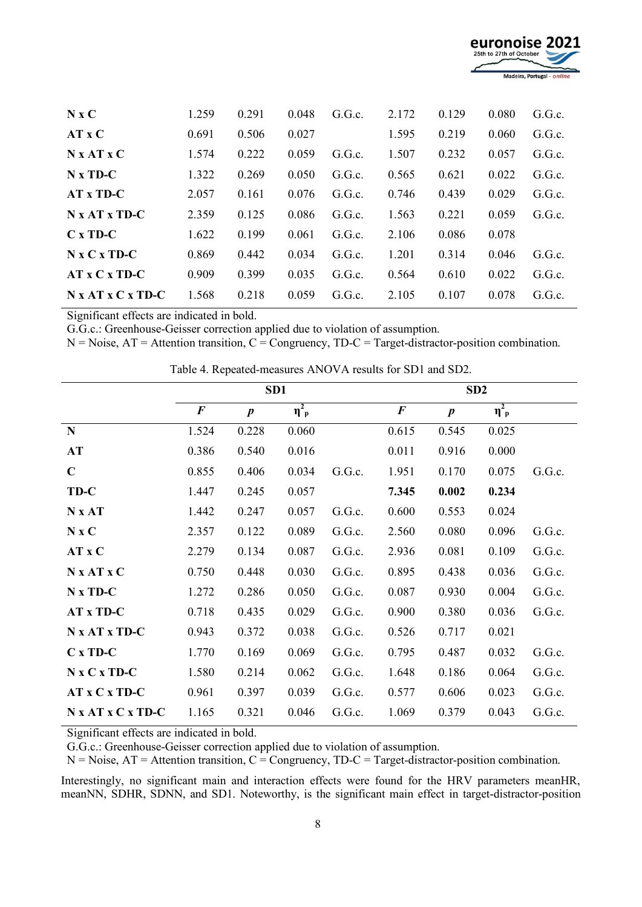| | | | | | | | | |
|---|---|---|---|---|---|---|---|---|
| **N x C** | 1.259 | 0.291 | 0.048 | G.G.c. | 2.172 | 0.129 | 0.080 | G.G.c. |
| **AT x C** | 0.691 | 0.506 | 0.027 | | 1.595 | 0.219 | 0.060 | G.G.c. |
| **N x AT x C** | 1.574 | 0.222 | 0.059 | G.G.c. | 1.507 | 0.232 | 0.057 | G.G.c. |
| **N x TD-C** | 1.322 | 0.269 | 0.050 | G.G.c. | 0.565 | 0.621 | 0.022 | G.G.c. |
| **AT x TD-C** | 2.057 | 0.161 | 0.076 | G.G.c. | 0.746 | 0.439 | 0.029 | G.G.c. |
| **N x AT x TD-C** | 2.359 | 0.125 | 0.086 | G.G.c. | 1.563 | 0.221 | 0.059 | G.G.c. |
| **C x TD-C** | 1.622 | 0.199 | 0.061 | G.G.c. | 2.106 | 0.086 | 0.078 | |
| **N x C x TD-C** | 0.869 | 0.442 | 0.034 | G.G.c. | 1.201 | 0.314 | 0.046 | G.G.c. |
| **AT x C x TD-C** | 0.909 | 0.399 | 0.035 | G.G.c. | 0.564 | 0.610 | 0.022 | G.G.c. |
| **N x AT x C x TD-C** | 1.568 | 0.218 | 0.059 | G.G.c. | 2.105 | 0.107 | 0.078 | G.G.c. |

Significant effects are indicated in bold.
G.G.c.: Greenhouse-Geisser correction applied due to violation of assumption.
N = Noise, AT = Attention transition, C = Congruency, TD-C = Target-distractor-position combination.

Table 4. Repeated-measures ANOVA results for SD1 and SD2.

| | SD1 | | | | SD2 | | | |
|---|---|---|---|---|---|---|---|---|
| | $F$ | $p$ | $\eta^2_p$ | | $F$ | $p$ | $\eta^2_p$ | |
| **N** | 1.524 | 0.228 | 0.060 | | 0.615 | 0.545 | 0.025 | |
| **AT** | 0.386 | 0.540 | 0.016 | | 0.011 | 0.916 | 0.000 | |
| **C** | 0.855 | 0.406 | 0.034 | G.G.c. | 1.951 | 0.170 | 0.075 | G.G.c. |
| **TD-C** | 1.447 | 0.245 | 0.057 | | **7.345** | **0.002** | **0.234** | |
| **N x AT** | 1.442 | 0.247 | 0.057 | G.G.c. | 0.600 | 0.553 | 0.024 | |
| **N x C** | 2.357 | 0.122 | 0.089 | G.G.c. | 2.560 | 0.080 | 0.096 | G.G.c. |
| **AT x C** | 2.279 | 0.134 | 0.087 | G.G.c. | 2.936 | 0.081 | 0.109 | G.G.c. |
| **N x AT x C** | 0.750 | 0.448 | 0.030 | G.G.c. | 0.895 | 0.438 | 0.036 | G.G.c. |
| **N x TD-C** | 1.272 | 0.286 | 0.050 | G.G.c. | 0.087 | 0.930 | 0.004 | G.G.c. |
| **AT x TD-C** | 0.718 | 0.435 | 0.029 | G.G.c. | 0.900 | 0.380 | 0.036 | G.G.c. |
| **N x AT x TD-C** | 0.943 | 0.372 | 0.038 | G.G.c. | 0.526 | 0.717 | 0.021 | |
| **C x TD-C** | 1.770 | 0.169 | 0.069 | G.G.c. | 0.795 | 0.487 | 0.032 | G.G.c. |
| **N x C x TD-C** | 1.580 | 0.214 | 0.062 | G.G.c. | 1.648 | 0.186 | 0.064 | G.G.c. |
| **AT x C x TD-C** | 0.961 | 0.397 | 0.039 | G.G.c. | 0.577 | 0.606 | 0.023 | G.G.c. |
| **N x AT x C x TD-C** | 1.165 | 0.321 | 0.046 | G.G.c. | 1.069 | 0.379 | 0.043 | G.G.c. |

Significant effects are indicated in bold.
G.G.c.: Greenhouse-Geisser correction applied due to violation of assumption.
N = Noise, AT = Attention transition, C = Congruency, TD-C = Target-distractor-position combination.

Interestingly, no significant main and interaction effects were found for the HRV parameters meanHR, meanNN, SDHR, SDNN, and SD1. Noteworthy, is the significant main effect in target-distractor-position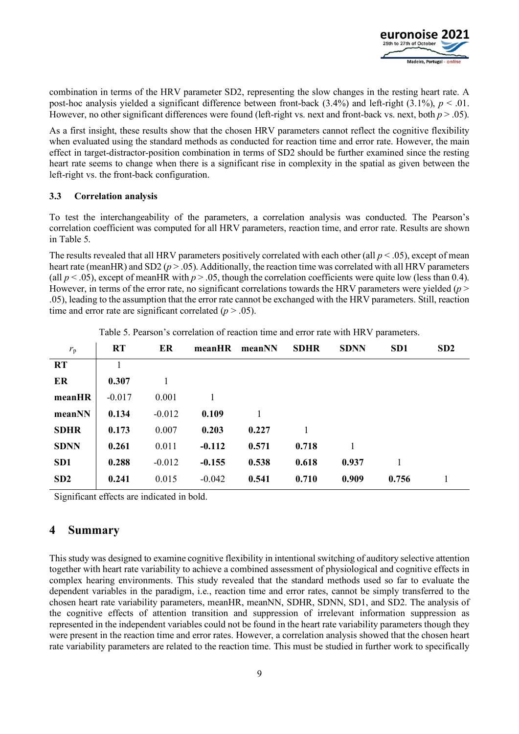combination in terms of the HRV parameter SD2, representing the slow changes in the resting heart rate. A post-hoc analysis yielded a significant difference between front-back (3.4%) and left-right (3.1%), $p < .01$. However, no other significant differences were found (left-right vs. next and front-back vs. next, both $p > .05$).

As a first insight, these results show that the chosen HRV parameters cannot reflect the cognitive flexibility when evaluated using the standard methods as conducted for reaction time and error rate. However, the main effect in target-distractor-position combination in terms of SD2 should be further examined since the resting heart rate seems to change when there is a significant rise in complexity in the spatial as given between the left-right vs. the front-back configuration.

### 3.3 Correlation analysis

To test the interchangeability of the parameters, a correlation analysis was conducted. The Pearson's correlation coefficient was computed for all HRV parameters, reaction time, and error rate. Results are shown in Table 5.

The results revealed that all HRV parameters positively correlated with each other (all $p < .05$), except of mean heart rate (meanHR) and SD2 ($p > .05$). Additionally, the reaction time was correlated with all HRV parameters (all $p < .05$), except of meanHR with $p > .05$, though the correlation coefficients were quite low (less than 0.4). However, in terms of the error rate, no significant correlations towards the HRV parameters were yielded ($p > .05$), leading to the assumption that the error rate cannot be exchanged with the HRV parameters. Still, reaction time and error rate are significant correlated ($p > .05$).

Table 5. Pearson's correlation of reaction time and error rate with HRV parameters.

| $r_p$ | RT | ER | meanHR | meanNN | SDHR | SDNN | SD1 | SD2 |
|---|---|---|---|---|---|---|---|---|
| **RT** | 1 | | | | | | | |
| **ER** | **0.307** | 1 | | | | | | |
| **meanHR** | -0.017 | 0.001 | 1 | | | | | |
| **meanNN** | **0.134** | -0.012 | **0.109** | 1 | | | | |
| **SDHR** | **0.173** | 0.007 | **0.203** | **0.227** | 1 | | | |
| **SDNN** | **0.261** | 0.011 | **-0.112** | **0.571** | **0.718** | 1 | | |
| **SD1** | **0.288** | -0.012 | **-0.155** | **0.538** | **0.618** | **0.937** | 1 | |
| **SD2** | **0.241** | 0.015 | -0.042 | **0.541** | **0.710** | **0.909** | **0.756** | 1 |

Significant effects are indicated in bold.

## 4 Summary

This study was designed to examine cognitive flexibility in intentional switching of auditory selective attention together with heart rate variability to achieve a combined assessment of physiological and cognitive effects in complex hearing environments. This study revealed that the standard methods used so far to evaluate the dependent variables in the paradigm, i.e., reaction time and error rates, cannot be simply transferred to the chosen heart rate variability parameters, meanHR, meanNN, SDHR, SDNN, SD1, and SD2. The analysis of the cognitive effects of attention transition and suppression of irrelevant information suppression as represented in the independent variables could not be found in the heart rate variability parameters though they were present in the reaction time and error rates. However, a correlation analysis showed that the chosen heart rate variability parameters are related to the reaction time. This must be studied in further work to specifically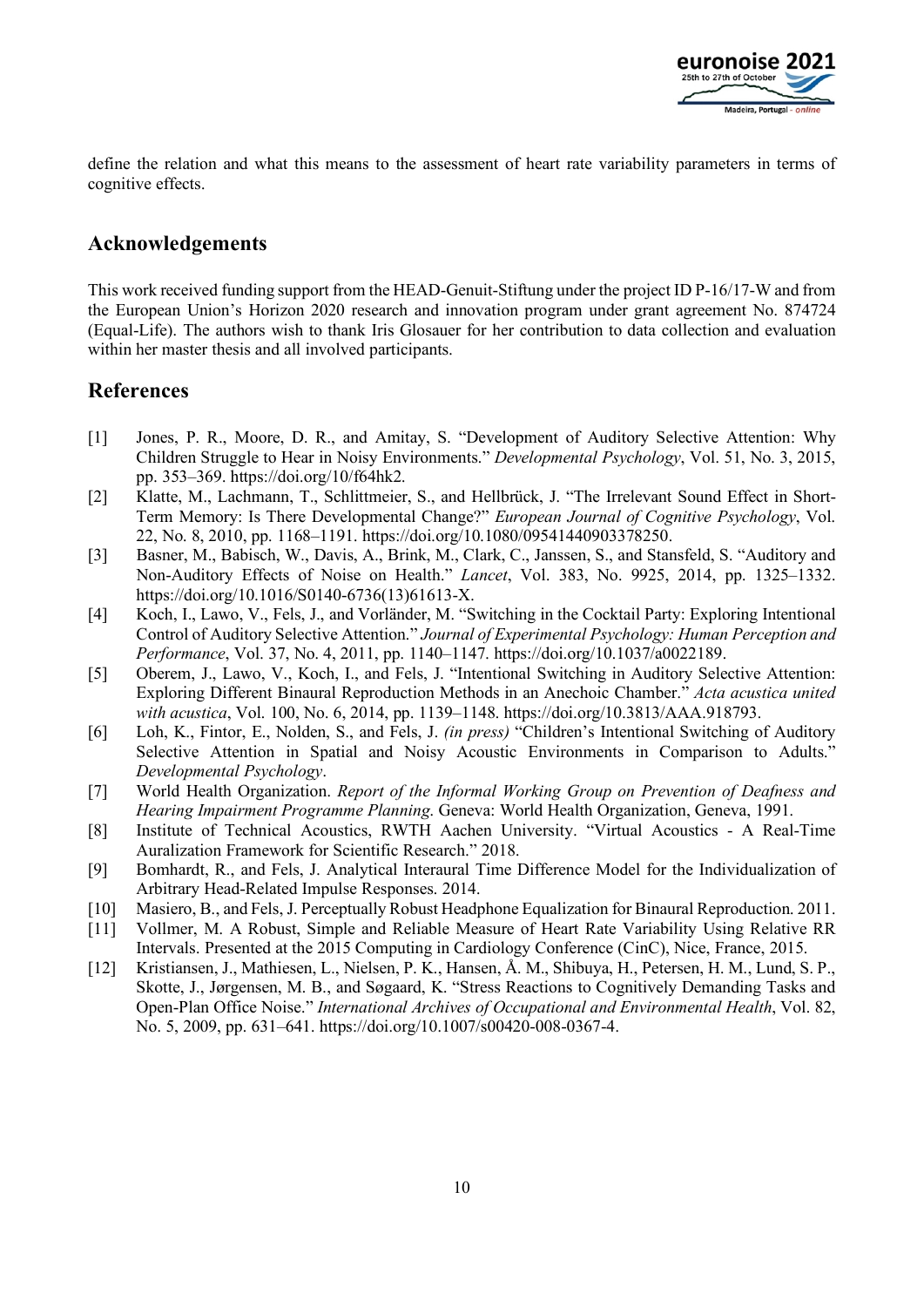define the relation and what this means to the assessment of heart rate variability parameters in terms of cognitive effects.

## Acknowledgements

This work received funding support from the HEAD-Genuit-Stiftung under the project ID P-16/17-W and from the European Union's Horizon 2020 research and innovation program under grant agreement No. 874724 (Equal-Life). The authors wish to thank Iris Glosauer for her contribution to data collection and evaluation within her master thesis and all involved participants.

## References

[1] Jones, P. R., Moore, D. R., and Amitay, S. "Development of Auditory Selective Attention: Why Children Struggle to Hear in Noisy Environments." *Developmental Psychology*, Vol. 51, No. 3, 2015, pp. 353–369. https://doi.org/10/f64hk2.

[2] Klatte, M., Lachmann, T., Schlittmeier, S., and Hellbrück, J. "The Irrelevant Sound Effect in Short-Term Memory: Is There Developmental Change?" *European Journal of Cognitive Psychology*, Vol. 22, No. 8, 2010, pp. 1168–1191. https://doi.org/10.1080/09541440903378250.

[3] Basner, M., Babisch, W., Davis, A., Brink, M., Clark, C., Janssen, S., and Stansfeld, S. "Auditory and Non-Auditory Effects of Noise on Health." *Lancet*, Vol. 383, No. 9925, 2014, pp. 1325–1332. https://doi.org/10.1016/S0140-6736(13)61613-X.

[4] Koch, I., Lawo, V., Fels, J., and Vorländer, M. "Switching in the Cocktail Party: Exploring Intentional Control of Auditory Selective Attention." *Journal of Experimental Psychology: Human Perception and Performance*, Vol. 37, No. 4, 2011, pp. 1140–1147. https://doi.org/10.1037/a0022189.

[5] Oberem, J., Lawo, V., Koch, I., and Fels, J. "Intentional Switching in Auditory Selective Attention: Exploring Different Binaural Reproduction Methods in an Anechoic Chamber." *Acta acustica united with acustica*, Vol. 100, No. 6, 2014, pp. 1139–1148. https://doi.org/10.3813/AAA.918793.

[6] Loh, K., Fintor, E., Nolden, S., and Fels, J. *(in press)* "Children's Intentional Switching of Auditory Selective Attention in Spatial and Noisy Acoustic Environments in Comparison to Adults." *Developmental Psychology*.

[7] World Health Organization. *Report of the Informal Working Group on Prevention of Deafness and Hearing Impairment Programme Planning*. Geneva: World Health Organization, Geneva, 1991.

[8] Institute of Technical Acoustics, RWTH Aachen University. "Virtual Acoustics - A Real-Time Auralization Framework for Scientific Research." 2018.

[9] Bomhardt, R., and Fels, J. Analytical Interaural Time Difference Model for the Individualization of Arbitrary Head-Related Impulse Responses. 2014.

[10] Masiero, B., and Fels, J. Perceptually Robust Headphone Equalization for Binaural Reproduction. 2011.

[11] Vollmer, M. A Robust, Simple and Reliable Measure of Heart Rate Variability Using Relative RR Intervals. Presented at the 2015 Computing in Cardiology Conference (CinC), Nice, France, 2015.

[12] Kristiansen, J., Mathiesen, L., Nielsen, P. K., Hansen, Å. M., Shibuya, H., Petersen, H. M., Lund, S. P., Skotte, J., Jørgensen, M. B., and Søgaard, K. "Stress Reactions to Cognitively Demanding Tasks and Open-Plan Office Noise." *International Archives of Occupational and Environmental Health*, Vol. 82, No. 5, 2009, pp. 631–641. https://doi.org/10.1007/s00420-008-0367-4.